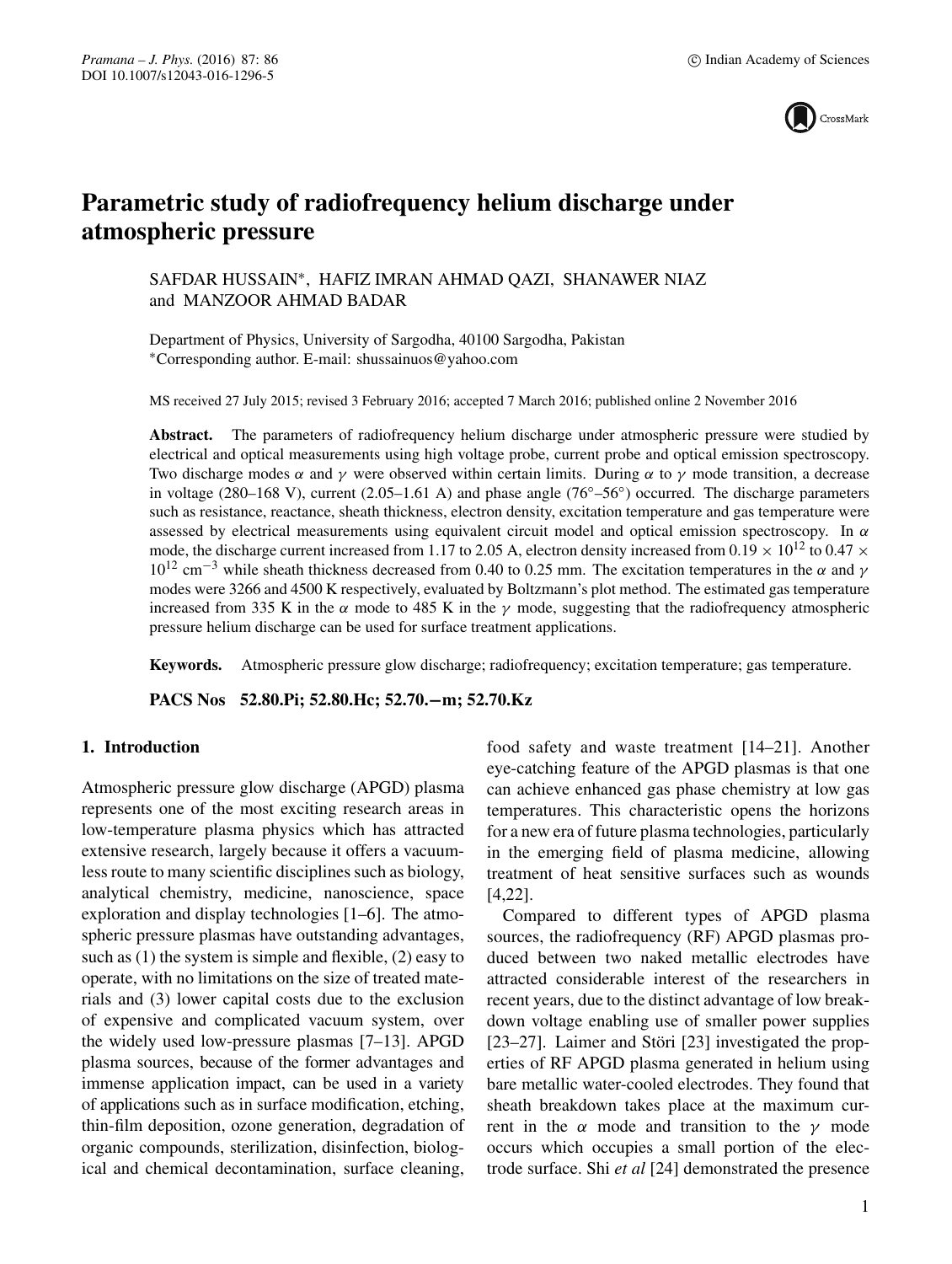# Parametric study of radiofrequency helium discharge under atmospheric pressure

SAFDAR HUSSAIN*, HAFIZ IMRAN AHMAD QAZI, SHANAWER NIAZ and MANZOOR AHMAD BADAR

Department of Physics, University of Sargodha, 40100 Sargodha, Pakistan
*Corresponding author. E-mail: shussainuos@yahoo.com

MS received 27 July 2015; revised 3 February 2016; accepted 7 March 2016; published online 2 November 2016

**Abstract.** The parameters of radiofrequency helium discharge under atmospheric pressure were studied by electrical and optical measurements using high voltage probe, current probe and optical emission spectroscopy. Two discharge modes $\alpha$ and $\gamma$ were observed within certain limits. During $\alpha$ to $\gamma$ mode transition, a decrease in voltage (280–168 V), current (2.05–1.61 A) and phase angle (76°–56°) occurred. The discharge parameters such as resistance, reactance, sheath thickness, electron density, excitation temperature and gas temperature were assessed by electrical measurements using equivalent circuit model and optical emission spectroscopy. In $\alpha$ mode, the discharge current increased from 1.17 to 2.05 A, electron density increased from $0.19 \times 10^{12}$ to $0.47 \times 10^{12}$ cm$^{-3}$ while sheath thickness decreased from 0.40 to 0.25 mm. The excitation temperatures in the $\alpha$ and $\gamma$ modes were 3266 and 4500 K respectively, evaluated by Boltzmann's plot method. The estimated gas temperature increased from 335 K in the $\alpha$ mode to 485 K in the $\gamma$ mode, suggesting that the radiofrequency atmospheric pressure helium discharge can be used for surface treatment applications.

**Keywords.** Atmospheric pressure glow discharge; radiofrequency; excitation temperature; gas temperature.

**PACS Nos 52.80.Pi; 52.80.Hc; 52.70.−m; 52.70.Kz**

## 1. Introduction

Atmospheric pressure glow discharge (APGD) plasma represents one of the most exciting research areas in low-temperature plasma physics which has attracted extensive research, largely because it offers a vacuum-less route to many scientific disciplines such as biology, analytical chemistry, medicine, nanoscience, space exploration and display technologies [1–6]. The atmospheric pressure plasmas have outstanding advantages, such as (1) the system is simple and flexible, (2) easy to operate, with no limitations on the size of treated materials and (3) lower capital costs due to the exclusion of expensive and complicated vacuum system, over the widely used low-pressure plasmas [7–13]. APGD plasma sources, because of the former advantages and immense application impact, can be used in a variety of applications such as in surface modification, etching, thin-film deposition, ozone generation, degradation of organic compounds, sterilization, disinfection, biological and chemical decontamination, surface cleaning, food safety and waste treatment [14–21]. Another eye-catching feature of the APGD plasmas is that one can achieve enhanced gas phase chemistry at low gas temperatures. This characteristic opens the horizons for a new era of future plasma technologies, particularly in the emerging field of plasma medicine, allowing treatment of heat sensitive surfaces such as wounds [4,22].

Compared to different types of APGD plasma sources, the radiofrequency (RF) APGD plasmas produced between two naked metallic electrodes have attracted considerable interest of the researchers in recent years, due to the distinct advantage of low breakdown voltage enabling use of smaller power supplies [23–27]. Laimer and Störi [23] investigated the properties of RF APGD plasma generated in helium using bare metallic water-cooled electrodes. They found that sheath breakdown takes place at the maximum current in the $\alpha$ mode and transition to the $\gamma$ mode occurs which occupies a small portion of the electrode surface. Shi *et al* [24] demonstrated the presence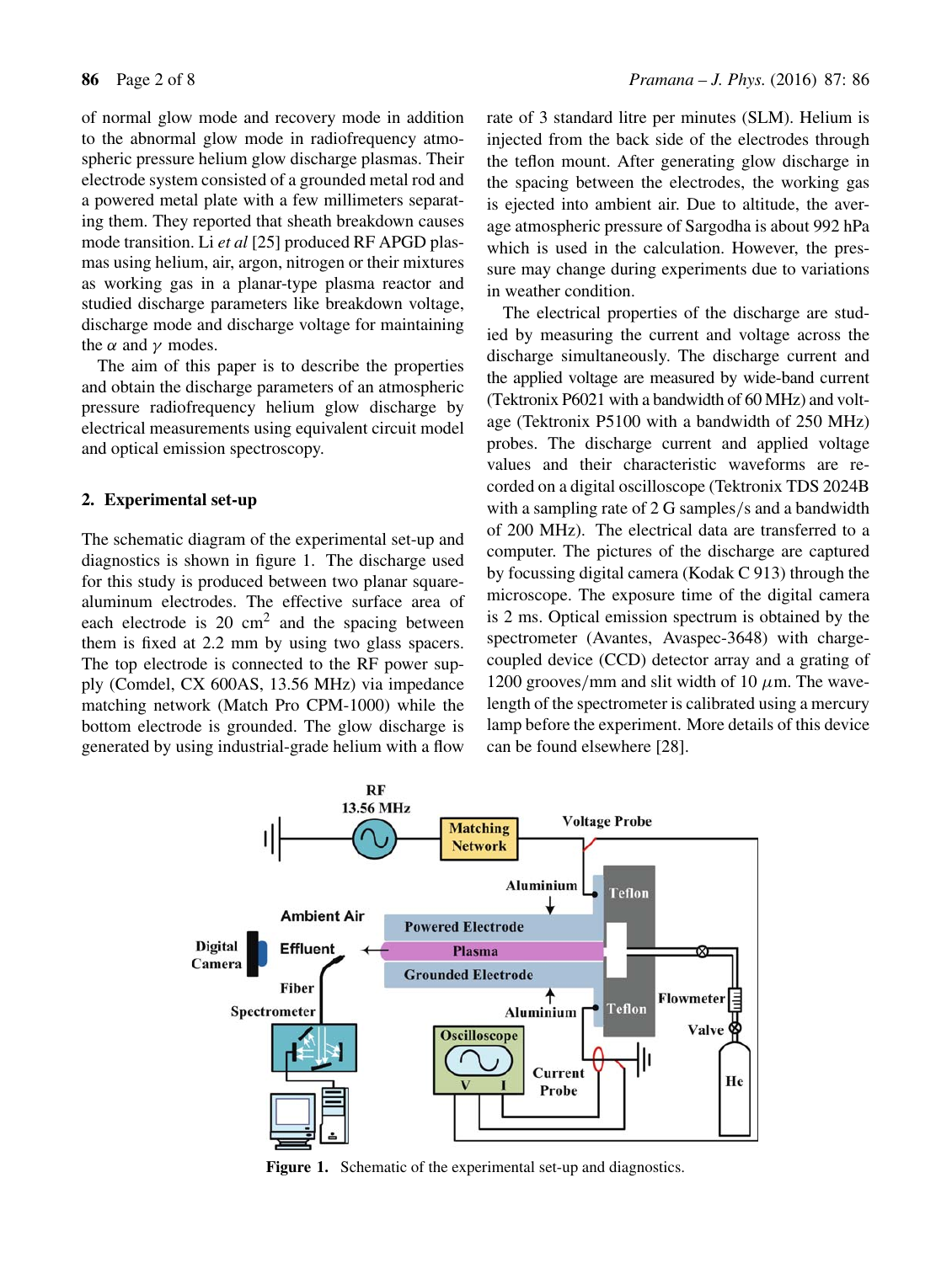of normal glow mode and recovery mode in addition to the abnormal glow mode in radiofrequency atmospheric pressure helium glow discharge plasmas. Their electrode system consisted of a grounded metal rod and a powered metal plate with a few millimeters separating them. They reported that sheath breakdown causes mode transition. Li *et al* [25] produced RF APGD plasmas using helium, air, argon, nitrogen or their mixtures as working gas in a planar-type plasma reactor and studied discharge parameters like breakdown voltage, discharge mode and discharge voltage for maintaining the $\alpha$ and $\gamma$ modes.

The aim of this paper is to describe the properties and obtain the discharge parameters of an atmospheric pressure radiofrequency helium glow discharge by electrical measurements using equivalent circuit model and optical emission spectroscopy.

## 2. Experimental set-up

The schematic diagram of the experimental set-up and diagnostics is shown in figure 1. The discharge used for this study is produced between two planar square-aluminum electrodes. The effective surface area of each electrode is 20 cm$^2$ and the spacing between them is fixed at 2.2 mm by using two glass spacers. The top electrode is connected to the RF power supply (Comdel, CX 600AS, 13.56 MHz) via impedance matching network (Match Pro CPM-1000) while the bottom electrode is grounded. The glow discharge is generated by using industrial-grade helium with a flow rate of 3 standard litre per minutes (SLM). Helium is injected from the back side of the electrodes through the teflon mount. After generating glow discharge in the spacing between the electrodes, the working gas is ejected into ambient air. Due to altitude, the average atmospheric pressure of Sargodha is about 992 hPa which is used in the calculation. However, the pressure may change during experiments due to variations in weather condition.

The electrical properties of the discharge are studied by measuring the current and voltage across the discharge simultaneously. The discharge current and the applied voltage are measured by wide-band current (Tektronix P6021 with a bandwidth of 60 MHz) and voltage (Tektronix P5100 with a bandwidth of 250 MHz) probes. The discharge current and applied voltage values and their characteristic waveforms are recorded on a digital oscilloscope (Tektronix TDS 2024B with a sampling rate of 2 G samples/s and a bandwidth of 200 MHz). The electrical data are transferred to a computer. The pictures of the discharge are captured by focussing digital camera (Kodak C 913) through the microscope. The exposure time of the digital camera is 2 ms. Optical emission spectrum is obtained by the spectrometer (Avantes, Avaspec-3648) with charge-coupled device (CCD) detector array and a grating of 1200 grooves/mm and slit width of 10 $\mu$m. The wavelength of the spectrometer is calibrated using a mercury lamp before the experiment. More details of this device can be found elsewhere [28].

**Figure 1.** Schematic of the experimental set-up and diagnostics.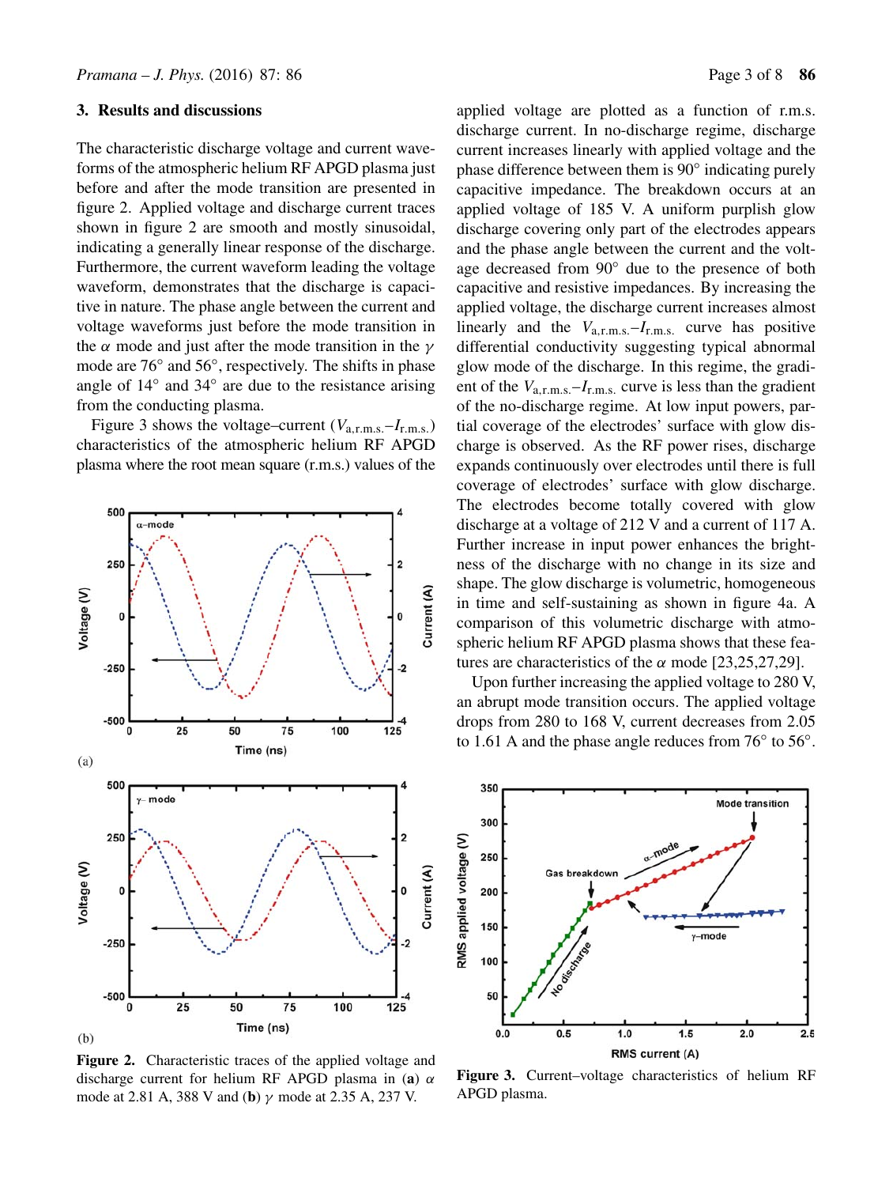## 3. Results and discussions

The characteristic discharge voltage and current waveforms of the atmospheric helium RF APGD plasma just before and after the mode transition are presented in figure 2. Applied voltage and discharge current traces shown in figure 2 are smooth and mostly sinusoidal, indicating a generally linear response of the discharge. Furthermore, the current waveform leading the voltage waveform, demonstrates that the discharge is capacitive in nature. The phase angle between the current and voltage waveforms just before the mode transition in the $\alpha$ mode and just after the mode transition in the $\gamma$ mode are 76° and 56°, respectively. The shifts in phase angle of 14° and 34° are due to the resistance arising from the conducting plasma.

Figure 3 shows the voltage–current ($V_{\mathrm{a,r.m.s.}}$–$I_{\mathrm{r.m.s.}}$) characteristics of the atmospheric helium RF APGD plasma where the root mean square (r.m.s.) values of the applied voltage are plotted as a function of r.m.s. discharge current. In no-discharge regime, discharge current increases linearly with applied voltage and the phase difference between them is 90° indicating purely capacitive impedance. The breakdown occurs at an applied voltage of 185 V. A uniform purplish glow discharge covering only part of the electrodes appears and the phase angle between the current and the voltage decreased from 90° due to the presence of both capacitive and resistive impedances. By increasing the applied voltage, the discharge current increases almost linearly and the $V_{\mathrm{a,r.m.s.}}$–$I_{\mathrm{r.m.s.}}$ curve has positive differential conductivity suggesting typical abnormal glow mode of the discharge. In this regime, the gradient of the $V_{\mathrm{a,r.m.s.}}$–$I_{\mathrm{r.m.s.}}$ curve is less than the gradient of the no-discharge regime. At low input powers, partial coverage of the electrodes' surface with glow discharge is observed. As the RF power rises, discharge expands continuously over electrodes until there is full coverage of electrodes' surface with glow discharge. The electrodes become totally covered with glow discharge at a voltage of 212 V and a current of 117 A. Further increase in input power enhances the brightness of the discharge with no change in its size and shape. The glow discharge is volumetric, homogeneous in time and self-sustaining as shown in figure 4a. A comparison of this volumetric discharge with atmospheric helium RF APGD plasma shows that these features are characteristics of the $\alpha$ mode [23,25,27,29].

Upon further increasing the applied voltage to 280 V, an abrupt mode transition occurs. The applied voltage drops from 280 to 168 V, current decreases from 2.05 to 1.61 A and the phase angle reduces from 76° to 56°.

**Figure 2.** Characteristic traces of the applied voltage and discharge current for helium RF APGD plasma in (**a**) $\alpha$ mode at 2.81 A, 388 V and (**b**) $\gamma$ mode at 2.35 A, 237 V.

**Figure 3.** Current–voltage characteristics of helium RF APGD plasma.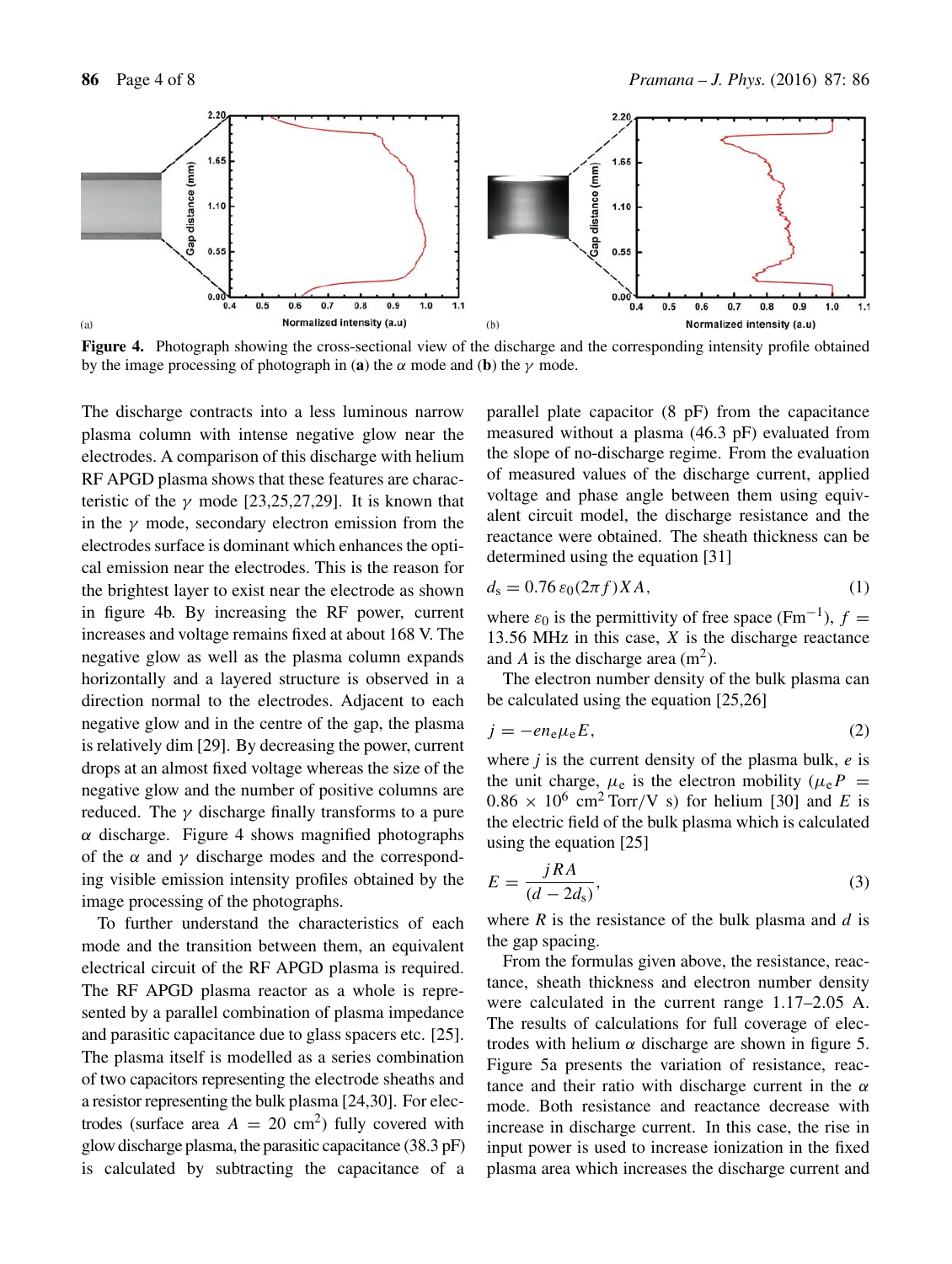**Figure 4.** Photograph showing the cross-sectional view of the discharge and the corresponding intensity profile obtained by the image processing of photograph in (**a**) the $\alpha$ mode and (**b**) the $\gamma$ mode.

The discharge contracts into a less luminous narrow plasma column with intense negative glow near the electrodes. A comparison of this discharge with helium RF APGD plasma shows that these features are characteristic of the $\gamma$ mode [23,25,27,29]. It is known that in the $\gamma$ mode, secondary electron emission from the electrodes surface is dominant which enhances the optical emission near the electrodes. This is the reason for the brightest layer to exist near the electrode as shown in figure 4b. By increasing the RF power, current increases and voltage remains fixed at about 168 V. The negative glow as well as the plasma column expands horizontally and a layered structure is observed in a direction normal to the electrodes. Adjacent to each negative glow and in the centre of the gap, the plasma is relatively dim [29]. By decreasing the power, current drops at an almost fixed voltage whereas the size of the negative glow and the number of positive columns are reduced. The $\gamma$ discharge finally transforms to a pure $\alpha$ discharge. Figure 4 shows magnified photographs of the $\alpha$ and $\gamma$ discharge modes and the corresponding visible emission intensity profiles obtained by the image processing of the photographs.

To further understand the characteristics of each mode and the transition between them, an equivalent electrical circuit of the RF APGD plasma is required. The RF APGD plasma reactor as a whole is represented by a parallel combination of plasma impedance and parasitic capacitance due to glass spacers etc. [25]. The plasma itself is modelled as a series combination of two capacitors representing the electrode sheaths and a resistor representing the bulk plasma [24,30]. For electrodes (surface area $A = 20$ cm$^2$) fully covered with glow discharge plasma, the parasitic capacitance (38.3 pF) is calculated by subtracting the capacitance of a parallel plate capacitor (8 pF) from the capacitance measured without a plasma (46.3 pF) evaluated from the slope of no-discharge regime. From the evaluation of measured values of the discharge current, applied voltage and phase angle between them using equivalent circuit model, the discharge resistance and the reactance were obtained. The sheath thickness can be determined using the equation [31]

$$d_s = 0.76\,\varepsilon_0(2\pi f)XA, \tag{1}$$

where $\varepsilon_0$ is the permittivity of free space (Fm$^{-1}$), $f = 13.56$ MHz in this case, $X$ is the discharge reactance and $A$ is the discharge area (m$^2$).

The electron number density of the bulk plasma can be calculated using the equation [25,26]

$$j = -en_e\mu_e E, \tag{2}$$

where $j$ is the current density of the plasma bulk, $e$ is the unit charge, $\mu_e$ is the electron mobility ($\mu_e P = 0.86 \times 10^6$ cm$^2$ Torr/V s) for helium [30] and $E$ is the electric field of the bulk plasma which is calculated using the equation [25]

$$E = \frac{jRA}{(d - 2d_s)}, \tag{3}$$

where $R$ is the resistance of the bulk plasma and $d$ is the gap spacing.

From the formulas given above, the resistance, reactance, sheath thickness and electron number density were calculated in the current range 1.17–2.05 A. The results of calculations for full coverage of electrodes with helium $\alpha$ discharge are shown in figure 5. Figure 5a presents the variation of resistance, reactance and their ratio with discharge current in the $\alpha$ mode. Both resistance and reactance decrease with increase in discharge current. In this case, the rise in input power is used to increase ionization in the fixed plasma area which increases the discharge current and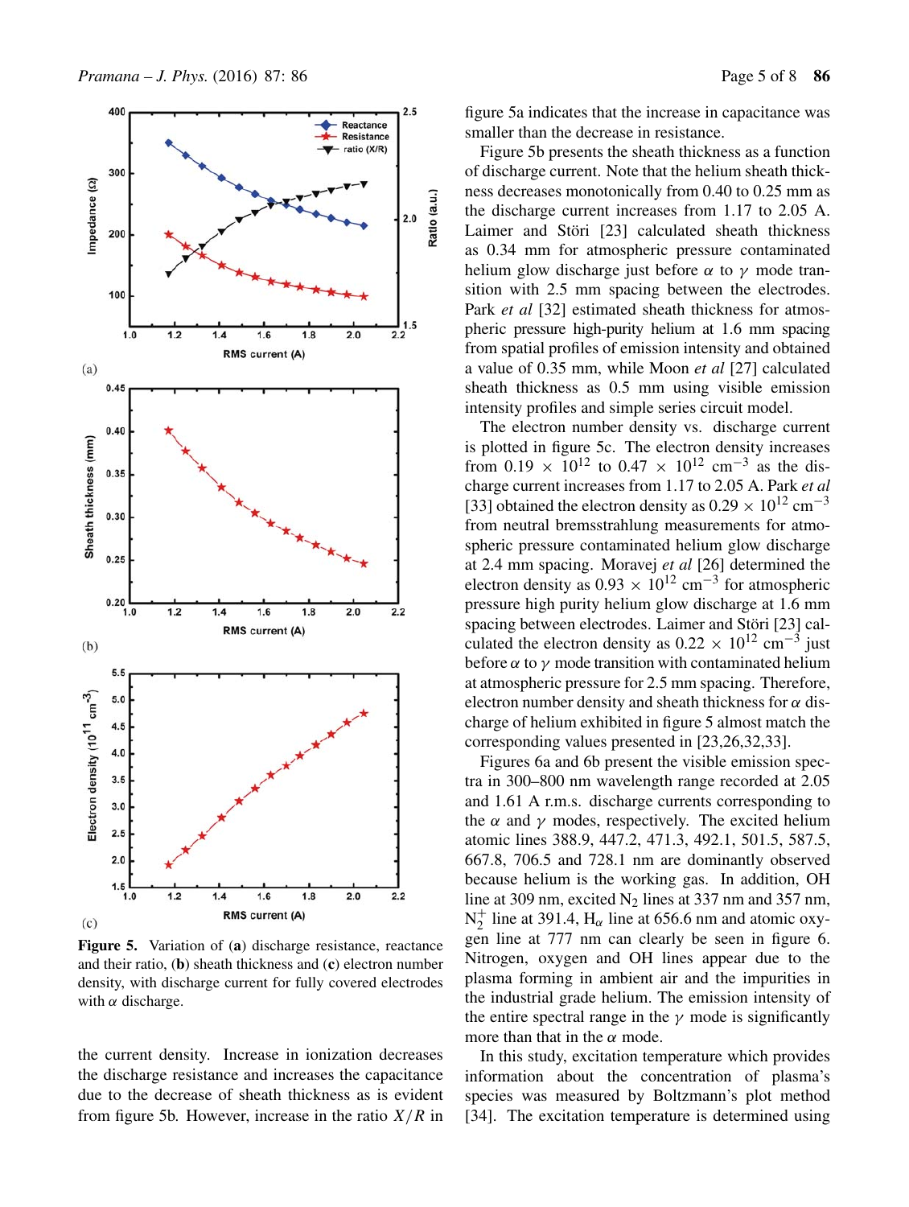**Figure 5.** Variation of (**a**) discharge resistance, reactance and their ratio, (**b**) sheath thickness and (**c**) electron number density, with discharge current for fully covered electrodes with $\alpha$ discharge.

the current density. Increase in ionization decreases the discharge resistance and increases the capacitance due to the decrease of sheath thickness as is evident from figure 5b. However, increase in the ratio $X/R$ in figure 5a indicates that the increase in capacitance was smaller than the decrease in resistance.

Figure 5b presents the sheath thickness as a function of discharge current. Note that the helium sheath thickness decreases monotonically from 0.40 to 0.25 mm as the discharge current increases from 1.17 to 2.05 A. Laimer and Störi [23] calculated sheath thickness as 0.34 mm for atmospheric pressure contaminated helium glow discharge just before $\alpha$ to $\gamma$ mode transition with 2.5 mm spacing between the electrodes. Park *et al* [32] estimated sheath thickness for atmospheric pressure high-purity helium at 1.6 mm spacing from spatial profiles of emission intensity and obtained a value of 0.35 mm, while Moon *et al* [27] calculated sheath thickness as 0.5 mm using visible emission intensity profiles and simple series circuit model.

The electron number density vs. discharge current is plotted in figure 5c. The electron density increases from $0.19 \times 10^{12}$ to $0.47 \times 10^{12}$ cm$^{-3}$ as the discharge current increases from 1.17 to 2.05 A. Park *et al* [33] obtained the electron density as $0.29 \times 10^{12}$ cm$^{-3}$ from neutral bremsstrahlung measurements for atmospheric pressure contaminated helium glow discharge at 2.4 mm spacing. Moravej *et al* [26] determined the electron density as $0.93 \times 10^{12}$ cm$^{-3}$ for atmospheric pressure high purity helium glow discharge at 1.6 mm spacing between electrodes. Laimer and Störi [23] calculated the electron density as $0.22 \times 10^{12}$ cm$^{-3}$ just before $\alpha$ to $\gamma$ mode transition with contaminated helium at atmospheric pressure for 2.5 mm spacing. Therefore, electron number density and sheath thickness for $\alpha$ discharge of helium exhibited in figure 5 almost match the corresponding values presented in [23,26,32,33].

Figures 6a and 6b present the visible emission spectra in 300–800 nm wavelength range recorded at 2.05 and 1.61 A r.m.s. discharge currents corresponding to the $\alpha$ and $\gamma$ modes, respectively. The excited helium atomic lines 388.9, 447.2, 471.3, 492.1, 501.5, 587.5, 667.8, 706.5 and 728.1 nm are dominantly observed because helium is the working gas. In addition, OH line at 309 nm, excited $N_2$ lines at 337 nm and 357 nm, $N_2^+$ line at 391.4, $H_\alpha$ line at 656.6 nm and atomic oxygen line at 777 nm can clearly be seen in figure 6. Nitrogen, oxygen and OH lines appear due to the plasma forming in ambient air and the impurities in the industrial grade helium. The emission intensity of the entire spectral range in the $\gamma$ mode is significantly more than that in the $\alpha$ mode.

In this study, excitation temperature which provides information about the concentration of plasma's species was measured by Boltzmann's plot method [34]. The excitation temperature is determined using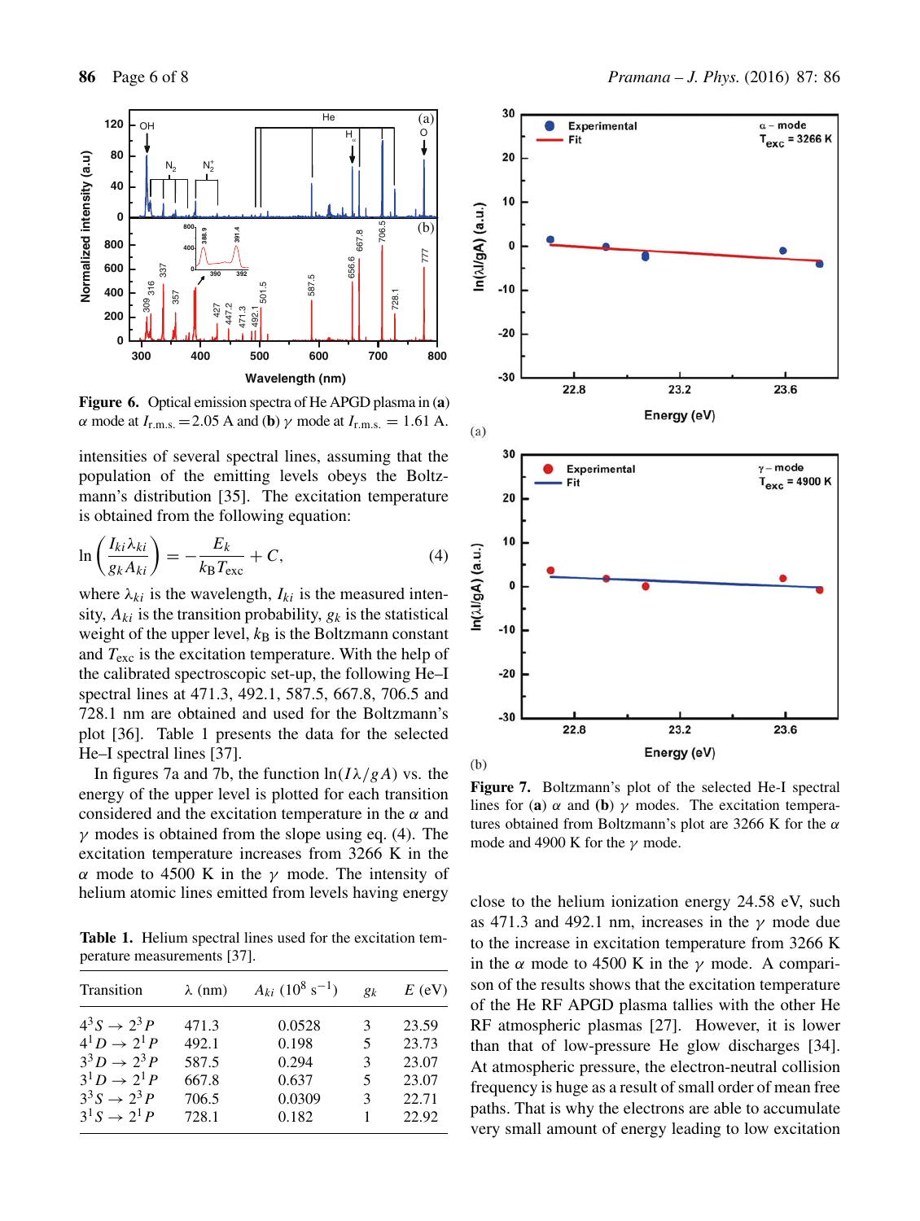**Figure 6.** Optical emission spectra of He APGD plasma in (**a**) $\alpha$ mode at $I_{\text{r.m.s.}} = 2.05$ A and (**b**) $\gamma$ mode at $I_{\text{r.m.s.}} = 1.61$ A.

intensities of several spectral lines, assuming that the population of the emitting levels obeys the Boltzmann's distribution [35]. The excitation temperature is obtained from the following equation:

$$\ln\left(\frac{I_{ki}\lambda_{ki}}{g_k A_{ki}}\right) = -\frac{E_k}{k_B T_{\text{exc}}} + C, \tag{4}$$

where $\lambda_{ki}$ is the wavelength, $I_{ki}$ is the measured intensity, $A_{ki}$ is the transition probability, $g_k$ is the statistical weight of the upper level, $k_B$ is the Boltzmann constant and $T_{\text{exc}}$ is the excitation temperature. With the help of the calibrated spectroscopic set-up, the following He–I spectral lines at 471.3, 492.1, 587.5, 667.8, 706.5 and 728.1 nm are obtained and used for the Boltzmann's plot [36]. Table 1 presents the data for the selected He–I spectral lines [37].

In figures 7a and 7b, the function $\ln(I\lambda/gA)$ vs. the energy of the upper level is plotted for each transition considered and the excitation temperature in the $\alpha$ and $\gamma$ modes is obtained from the slope using eq. (4). The excitation temperature increases from 3266 K in the $\alpha$ mode to 4500 K in the $\gamma$ mode. The intensity of helium atomic lines emitted from levels having energy close to the helium ionization energy 24.58 eV, such as 471.3 and 492.1 nm, increases in the $\gamma$ mode due to the increase in excitation temperature from 3266 K in the $\alpha$ mode to 4500 K in the $\gamma$ mode. A comparison of the results shows that the excitation temperature of the He RF APGD plasma tallies with the other He RF atmospheric plasmas [27]. However, it is lower than that of low-pressure He glow discharges [34]. At atmospheric pressure, the electron-neutral collision frequency is huge as a result of small order of mean free paths. That is why the electrons are able to accumulate very small amount of energy leading to low excitation

**Table 1.** Helium spectral lines used for the excitation temperature measurements [37].

| Transition | $\lambda$ (nm) | $A_{ki}$ ($10^8$ s$^{-1}$) | $g_k$ | $E$ (eV) |
|---|---|---|---|---|
| $4^3S \to 2^3P$ | 471.3 | 0.0528 | 3 | 23.59 |
| $4^1D \to 2^1P$ | 492.1 | 0.198 | 5 | 23.73 |
| $3^3D \to 2^3P$ | 587.5 | 0.294 | 3 | 23.07 |
| $3^1D \to 2^1P$ | 667.8 | 0.637 | 5 | 23.07 |
| $3^3S \to 2^3P$ | 706.5 | 0.0309 | 3 | 22.71 |
| $3^1S \to 2^1P$ | 728.1 | 0.182 | 1 | 22.92 |

**Figure 7.** Boltzmann's plot of the selected He-I spectral lines for (**a**) $\alpha$ and (**b**) $\gamma$ modes. The excitation temperatures obtained from Boltzmann's plot are 3266 K for the $\alpha$ mode and 4900 K for the $\gamma$ mode.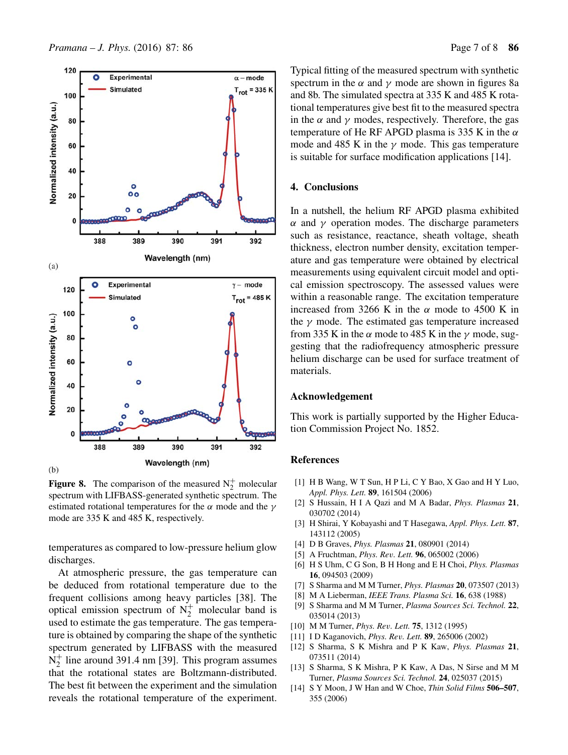**Figure 8.** The comparison of the measured $N_2^+$ molecular spectrum with LIFBASS-generated synthetic spectrum. The estimated rotational temperatures for the $\alpha$ mode and the $\gamma$ mode are 335 K and 485 K, respectively.

temperatures as compared to low-pressure helium glow discharges.

At atmospheric pressure, the gas temperature can be deduced from rotational temperature due to the frequent collisions among heavy particles [38]. The optical emission spectrum of $N_2^+$ molecular band is used to estimate the gas temperature. The gas temperature is obtained by comparing the shape of the synthetic spectrum generated by LIFBASS with the measured $N_2^+$ line around 391.4 nm [39]. This program assumes that the rotational states are Boltzmann-distributed. The best fit between the experiment and the simulation reveals the rotational temperature of the experiment. Typical fitting of the measured spectrum with synthetic spectrum in the $\alpha$ and $\gamma$ mode are shown in figures 8a and 8b. The simulated spectra at 335 K and 485 K rotational temperatures give best fit to the measured spectra in the $\alpha$ and $\gamma$ modes, respectively. Therefore, the gas temperature of He RF APGD plasma is 335 K in the $\alpha$ mode and 485 K in the $\gamma$ mode. This gas temperature is suitable for surface modification applications [14].

## 4. Conclusions

In a nutshell, the helium RF APGD plasma exhibited $\alpha$ and $\gamma$ operation modes. The discharge parameters such as resistance, reactance, sheath voltage, sheath thickness, electron number density, excitation temperature and gas temperature were obtained by electrical measurements using equivalent circuit model and optical emission spectroscopy. The assessed values were within a reasonable range. The excitation temperature increased from 3266 K in the $\alpha$ mode to 4500 K in the $\gamma$ mode. The estimated gas temperature increased from 335 K in the $\alpha$ mode to 485 K in the $\gamma$ mode, suggesting that the radiofrequency atmospheric pressure helium discharge can be used for surface treatment of materials.

## Acknowledgement

This work is partially supported by the Higher Education Commission Project No. 1852.

## References

[1] H B Wang, W T Sun, H P Li, C Y Bao, X Gao and H Y Luo, *Appl. Phys. Lett.* **89**, 161504 (2006)

[2] S Hussain, H I A Qazi and M A Badar, *Phys. Plasmas* **21**, 030702 (2014)

[3] H Shirai, Y Kobayashi and T Hasegawa, *Appl. Phys. Lett.* **87**, 143112 (2005)

[4] D B Graves, *Phys. Plasmas* **21**, 080901 (2014)

[5] A Fruchtman, *Phys. Rev. Lett.* **96**, 065002 (2006)

[6] H S Uhm, C G Son, B H Hong and E H Choi, *Phys. Plasmas* **16**, 094503 (2009)

[7] S Sharma and M M Turner, *Phys. Plasmas* **20**, 073507 (2013)

[8] M A Lieberman, *IEEE Trans. Plasma Sci.* **16**, 638 (1988)

[9] S Sharma and M M Turner, *Plasma Sources Sci. Technol.* **22**, 035014 (2013)

[10] M M Turner, *Phys. Rev. Lett.* **75**, 1312 (1995)

[11] I D Kaganovich, *Phys. Rev. Lett.* **89**, 265006 (2002)

[12] S Sharma, S K Mishra and P K Kaw, *Phys. Plasmas* **21**, 073511 (2014)

[13] S Sharma, S K Mishra, P K Kaw, A Das, N Sirse and M M Turner, *Plasma Sources Sci. Technol.* **24**, 025037 (2015)

[14] S Y Moon, J W Han and W Choe, *Thin Solid Films* **506–507**, 355 (2006)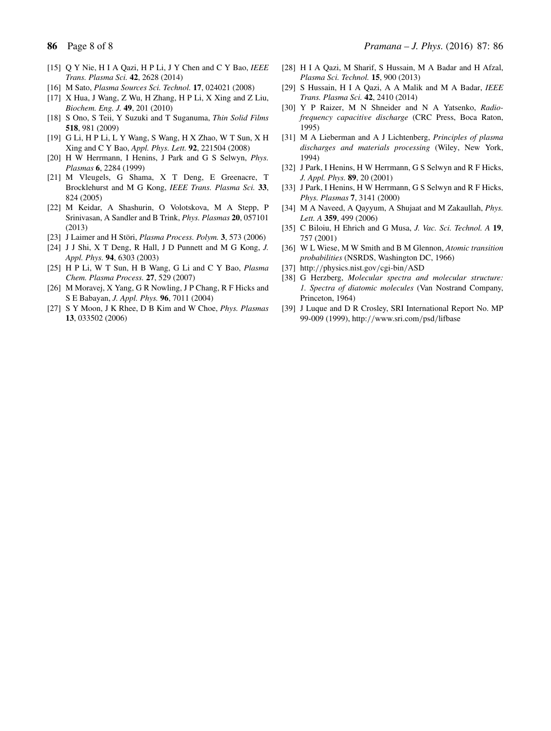[15] Q Y Nie, H I A Qazi, H P Li, J Y Chen and C Y Bao, *IEEE Trans. Plasma Sci.* **42**, 2628 (2014)

[16] M Sato, *Plasma Sources Sci. Technol.* **17**, 024021 (2008)

[17] X Hua, J Wang, Z Wu, H Zhang, H P Li, X Xing and Z Liu, *Biochem. Eng. J.* **49**, 201 (2010)

[18] S Ono, S Teii, Y Suzuki and T Suganuma, *Thin Solid Films* **518**, 981 (2009)

[19] G Li, H P Li, L Y Wang, S Wang, H X Zhao, W T Sun, X H Xing and C Y Bao, *Appl. Phys. Lett.* **92**, 221504 (2008)

[20] H W Herrmann, I Henins, J Park and G S Selwyn, *Phys. Plasmas* **6**, 2284 (1999)

[21] M Vleugels, G Shama, X T Deng, E Greenacre, T Brocklehurst and M G Kong, *IEEE Trans. Plasma Sci.* **33**, 824 (2005)

[22] M Keidar, A Shashurin, O Volotskova, M A Stepp, P Srinivasan, A Sandler and B Trink, *Phys. Plasmas* **20**, 057101 (2013)

[23] J Laimer and H Störi, *Plasma Process. Polym.* **3**, 573 (2006)

[24] J J Shi, X T Deng, R Hall, J D Punnett and M G Kong, *J. Appl. Phys.* **94**, 6303 (2003)

[25] H P Li, W T Sun, H B Wang, G Li and C Y Bao, *Plasma Chem. Plasma Process.* **27**, 529 (2007)

[26] M Moravej, X Yang, G R Nowling, J P Chang, R F Hicks and S E Babayan, *J. Appl. Phys.* **96**, 7011 (2004)

[27] S Y Moon, J K Rhee, D B Kim and W Choe, *Phys. Plasmas* **13**, 033502 (2006)

[28] H I A Qazi, M Sharif, S Hussain, M A Badar and H Afzal, *Plasma Sci. Technol.* **15**, 900 (2013)

[29] S Hussain, H I A Qazi, A A Malik and M A Badar, *IEEE Trans. Plasma Sci.* **42**, 2410 (2014)

[30] Y P Raizer, M N Shneider and N A Yatsenko, *Radio-frequency capacitive discharge* (CRC Press, Boca Raton, 1995)

[31] M A Lieberman and A J Lichtenberg, *Principles of plasma discharges and materials processing* (Wiley, New York, 1994)

[32] J Park, I Henins, H W Herrmann, G S Selwyn and R F Hicks, *J. Appl. Phys.* **89**, 20 (2001)

[33] J Park, I Henins, H W Herrmann, G S Selwyn and R F Hicks, *Phys. Plasmas* **7**, 3141 (2000)

[34] M A Naveed, A Qayyum, A Shujaat and M Zakaullah, *Phys. Lett. A* **359**, 499 (2006)

[35] C Biloiu, H Ehrich and G Musa, *J. Vac. Sci. Technol. A* **19**, 757 (2001)

[36] W L Wiese, M W Smith and B M Glennon, *Atomic transition probabilities* (NSRDS, Washington DC, 1966)

[37] http://physics.nist.gov/cgi-bin/ASD

[38] G Herzberg, *Molecular spectra and molecular structure: 1. Spectra of diatomic molecules* (Van Nostrand Company, Princeton, 1964)

[39] J Luque and D R Crosley, SRI International Report No. MP 99-009 (1999), http://www.sri.com/psd/lifbase